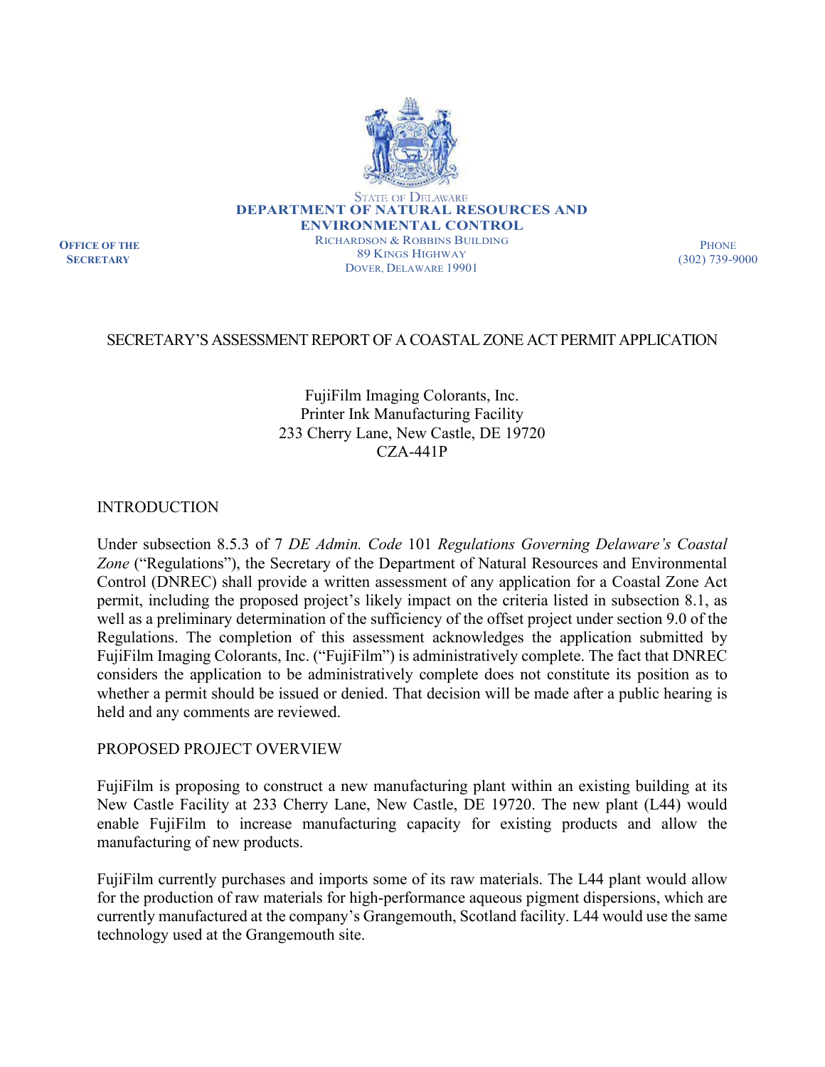STATE OF DELAWARE
**DEPARTMENT OF NATURAL RESOURCES AND ENVIRONMENTAL CONTROL**
RICHARDSON & ROBBINS BUILDING
89 KINGS HIGHWAY
DOVER, DELAWARE 19901

**OFFICE OF THE SECRETARY**

PHONE
(302) 739-9000

# SECRETARY'S ASSESSMENT REPORT OF A COASTAL ZONE ACT PERMIT APPLICATION

FujiFilm Imaging Colorants, Inc.
Printer Ink Manufacturing Facility
233 Cherry Lane, New Castle, DE 19720
CZA-441P

## INTRODUCTION

Under subsection 8.5.3 of 7 *DE Admin. Code* 101 *Regulations Governing Delaware's Coastal Zone* ("Regulations"), the Secretary of the Department of Natural Resources and Environmental Control (DNREC) shall provide a written assessment of any application for a Coastal Zone Act permit, including the proposed project's likely impact on the criteria listed in subsection 8.1, as well as a preliminary determination of the sufficiency of the offset project under section 9.0 of the Regulations. The completion of this assessment acknowledges the application submitted by FujiFilm Imaging Colorants, Inc. ("FujiFilm") is administratively complete. The fact that DNREC considers the application to be administratively complete does not constitute its position as to whether a permit should be issued or denied. That decision will be made after a public hearing is held and any comments are reviewed.

## PROPOSED PROJECT OVERVIEW

FujiFilm is proposing to construct a new manufacturing plant within an existing building at its New Castle Facility at 233 Cherry Lane, New Castle, DE 19720. The new plant (L44) would enable FujiFilm to increase manufacturing capacity for existing products and allow the manufacturing of new products.

FujiFilm currently purchases and imports some of its raw materials. The L44 plant would allow for the production of raw materials for high-performance aqueous pigment dispersions, which are currently manufactured at the company's Grangemouth, Scotland facility. L44 would use the same technology used at the Grangemouth site.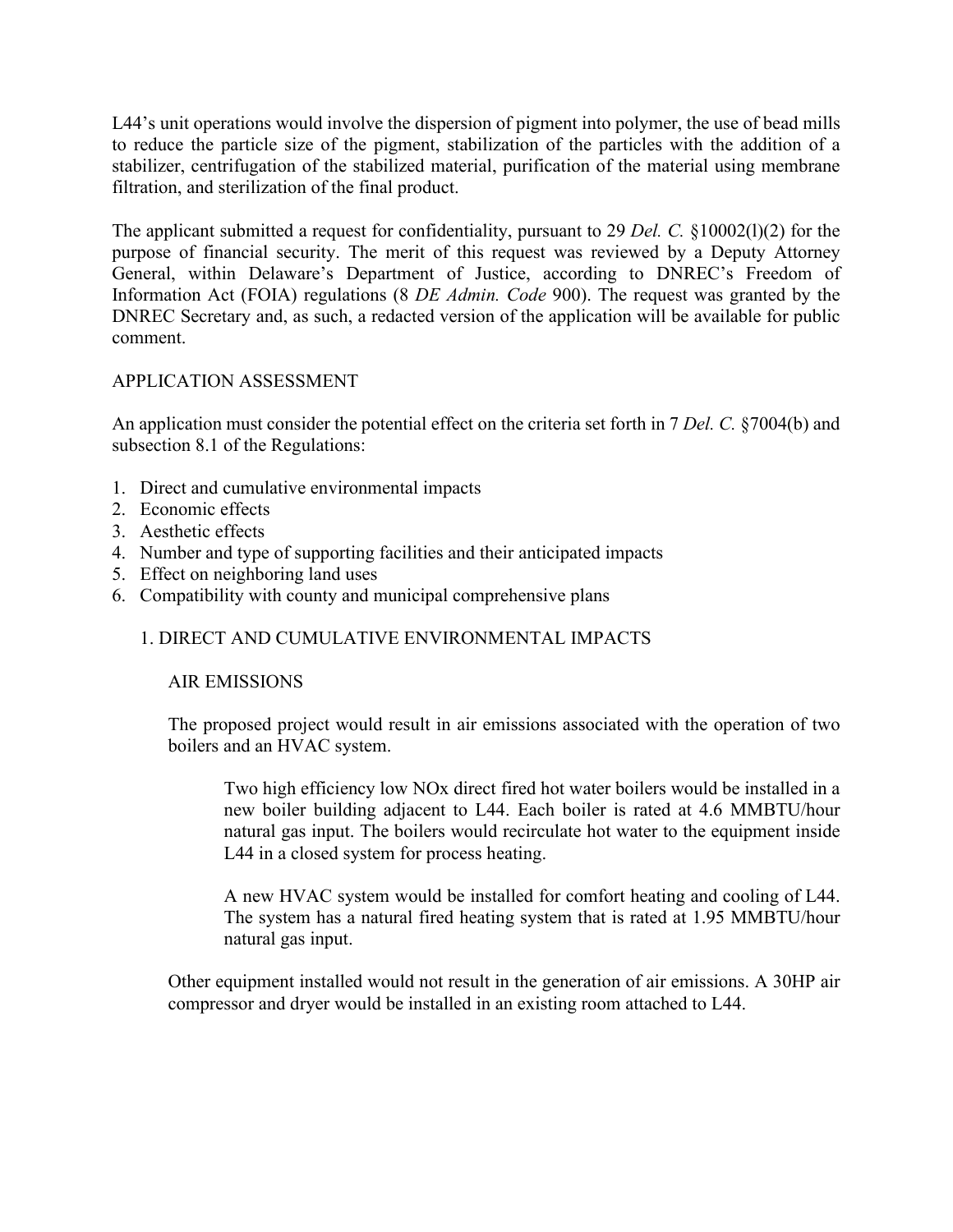L44's unit operations would involve the dispersion of pigment into polymer, the use of bead mills to reduce the particle size of the pigment, stabilization of the particles with the addition of a stabilizer, centrifugation of the stabilized material, purification of the material using membrane filtration, and sterilization of the final product.

The applicant submitted a request for confidentiality, pursuant to 29 *Del. C.* §10002(l)(2) for the purpose of financial security. The merit of this request was reviewed by a Deputy Attorney General, within Delaware's Department of Justice, according to DNREC's Freedom of Information Act (FOIA) regulations (8 *DE Admin. Code* 900). The request was granted by the DNREC Secretary and, as such, a redacted version of the application will be available for public comment.

## APPLICATION ASSESSMENT

An application must consider the potential effect on the criteria set forth in 7 *Del. C.* §7004(b) and subsection 8.1 of the Regulations:

1. Direct and cumulative environmental impacts
2. Economic effects
3. Aesthetic effects
4. Number and type of supporting facilities and their anticipated impacts
5. Effect on neighboring land uses
6. Compatibility with county and municipal comprehensive plans

### 1. DIRECT AND CUMULATIVE ENVIRONMENTAL IMPACTS

#### AIR EMISSIONS

The proposed project would result in air emissions associated with the operation of two boilers and an HVAC system.

> Two high efficiency low NOx direct fired hot water boilers would be installed in a new boiler building adjacent to L44. Each boiler is rated at 4.6 MMBTU/hour natural gas input. The boilers would recirculate hot water to the equipment inside L44 in a closed system for process heating.
>
> A new HVAC system would be installed for comfort heating and cooling of L44. The system has a natural fired heating system that is rated at 1.95 MMBTU/hour natural gas input.

Other equipment installed would not result in the generation of air emissions. A 30HP air compressor and dryer would be installed in an existing room attached to L44.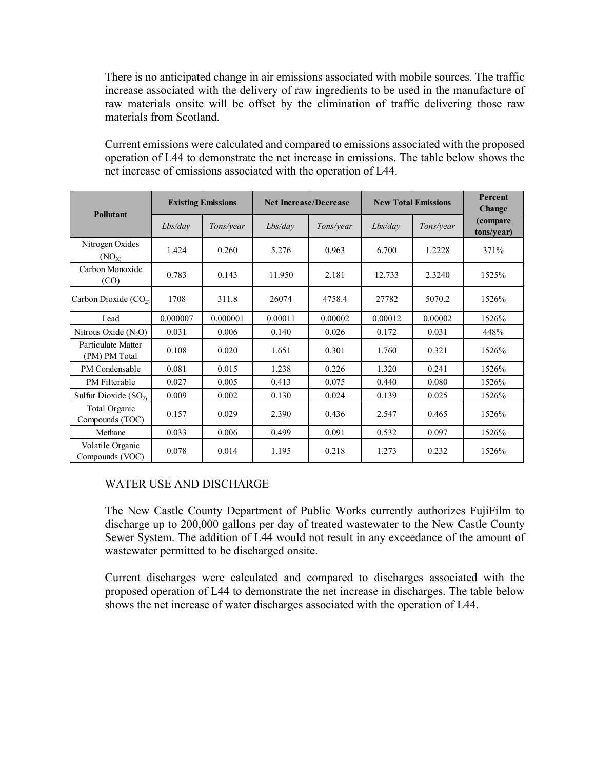There is no anticipated change in air emissions associated with mobile sources. The traffic increase associated with the delivery of raw ingredients to be used in the manufacture of raw materials onsite will be offset by the elimination of traffic delivering those raw materials from Scotland.

Current emissions were calculated and compared to emissions associated with the proposed operation of L44 to demonstrate the net increase in emissions. The table below shows the net increase of emissions associated with the operation of L44.

| Pollutant | Existing Emissions | | Net Increase/Decrease | | New Total Emissions | | Percent Change (compare tons/year) |
|---|---|---|---|---|---|---|---|
| | *Lbs/day* | *Tons/year* | *Lbs/day* | *Tons/year* | *Lbs/day* | *Tons/year* | |
| Nitrogen Oxides ($NO_X$) | 1.424 | 0.260 | 5.276 | 0.963 | 6.700 | 1.2228 | 371% |
| Carbon Monoxide (CO) | 0.783 | 0.143 | 11.950 | 2.181 | 12.733 | 2.3240 | 1525% |
| Carbon Dioxide ($CO_2$) | 1708 | 311.8 | 26074 | 4758.4 | 27782 | 5070.2 | 1526% |
| Lead | 0.000007 | 0.000001 | 0.00011 | 0.00002 | 0.00012 | 0.00002 | 1526% |
| Nitrous Oxide ($N_2O$) | 0.031 | 0.006 | 0.140 | 0.026 | 0.172 | 0.031 | 448% |
| Particulate Matter (PM) PM Total | 0.108 | 0.020 | 1.651 | 0.301 | 1.760 | 0.321 | 1526% |
| PM Condensable | 0.081 | 0.015 | 1.238 | 0.226 | 1.320 | 0.241 | 1526% |
| PM Filterable | 0.027 | 0.005 | 0.413 | 0.075 | 0.440 | 0.080 | 1526% |
| Sulfur Dioxide ($SO_2$) | 0.009 | 0.002 | 0.130 | 0.024 | 0.139 | 0.025 | 1526% |
| Total Organic Compounds (TOC) | 0.157 | 0.029 | 2.390 | 0.436 | 2.547 | 0.465 | 1526% |
| Methane | 0.033 | 0.006 | 0.499 | 0.091 | 0.532 | 0.097 | 1526% |
| Volatile Organic Compounds (VOC) | 0.078 | 0.014 | 1.195 | 0.218 | 1.273 | 0.232 | 1526% |

WATER USE AND DISCHARGE

The New Castle County Department of Public Works currently authorizes FujiFilm to discharge up to 200,000 gallons per day of treated wastewater to the New Castle County Sewer System. The addition of L44 would not result in any exceedance of the amount of wastewater permitted to be discharged onsite.

Current discharges were calculated and compared to discharges associated with the proposed operation of L44 to demonstrate the net increase in discharges. The table below shows the net increase of water discharges associated with the operation of L44.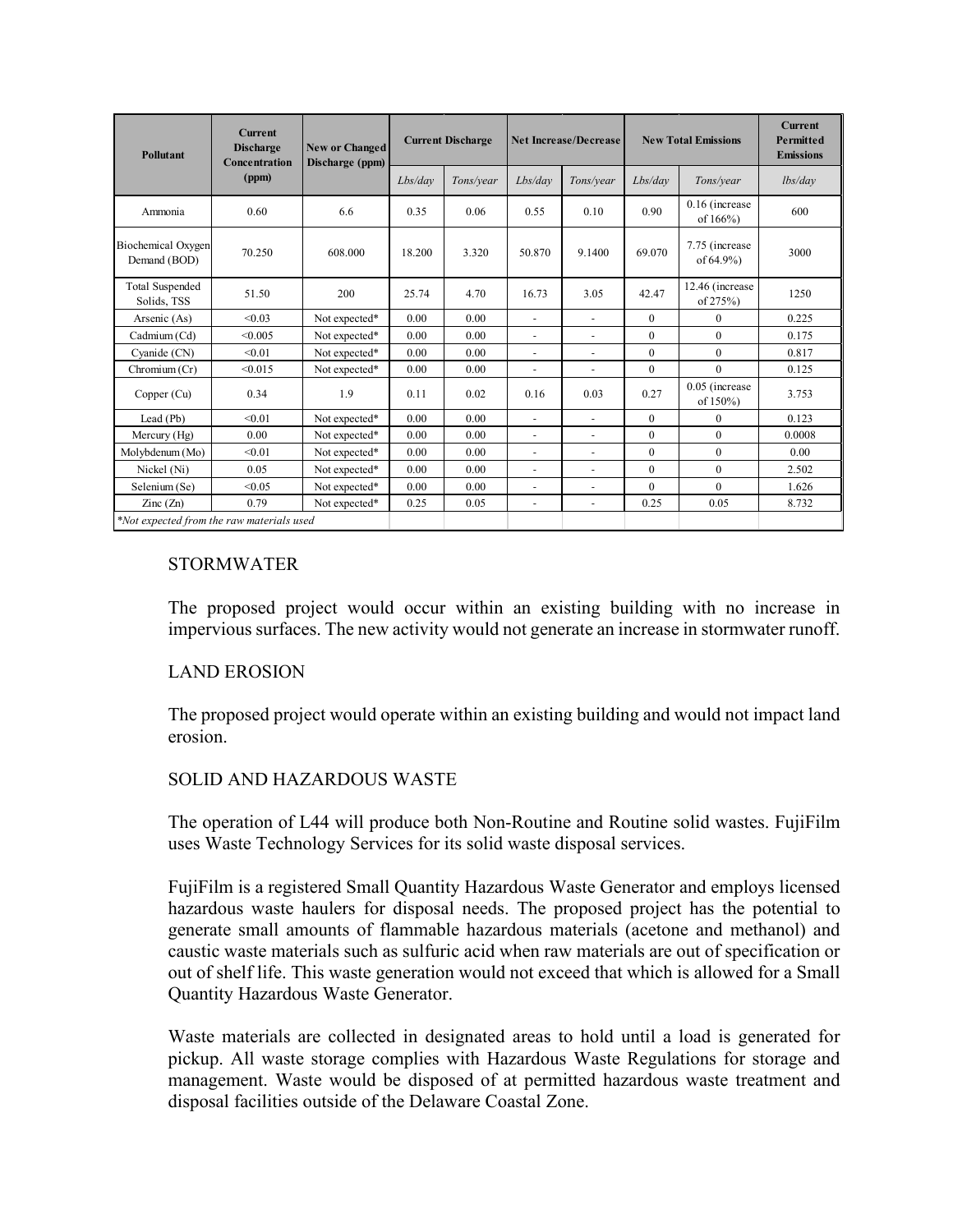| Pollutant | Current Discharge Concentration (ppm) | New or Changed Discharge (ppm) | Current Discharge | | Net Increase/Decrease | | New Total Emissions | | Current Permitted Emissions |
|---|---|---|---|---|---|---|---|---|---|
| | | | *Lbs/day* | *Tons/year* | *Lbs/day* | *Tons/year* | *Lbs/day* | *Tons/year* | *lbs/day* |
| Ammonia | 0.60 | 6.6 | 0.35 | 0.06 | 0.55 | 0.10 | 0.90 | 0.16 (increase of 166%) | 600 |
| Biochemical Oxygen Demand (BOD) | 70.250 | 608.000 | 18.200 | 3.320 | 50.870 | 9.1400 | 69.070 | 7.75 (increase of 64.9%) | 3000 |
| Total Suspended Solids, TSS | 51.50 | 200 | 25.74 | 4.70 | 16.73 | 3.05 | 42.47 | 12.46 (increase of 275%) | 1250 |
| Arsenic (As) | <0.03 | Not expected* | 0.00 | 0.00 | - | - | 0 | 0 | 0.225 |
| Cadmium (Cd) | <0.005 | Not expected* | 0.00 | 0.00 | - | - | 0 | 0 | 0.175 |
| Cyanide (CN) | <0.01 | Not expected* | 0.00 | 0.00 | - | - | 0 | 0 | 0.817 |
| Chromium (Cr) | <0.015 | Not expected* | 0.00 | 0.00 | - | - | 0 | 0 | 0.125 |
| Copper (Cu) | 0.34 | 1.9 | 0.11 | 0.02 | 0.16 | 0.03 | 0.27 | 0.05 (increase of 150%) | 3.753 |
| Lead (Pb) | <0.01 | Not expected* | 0.00 | 0.00 | - | - | 0 | 0 | 0.123 |
| Mercury (Hg) | 0.00 | Not expected* | 0.00 | 0.00 | - | - | 0 | 0 | 0.0008 |
| Molybdenum (Mo) | <0.01 | Not expected* | 0.00 | 0.00 | - | - | 0 | 0 | 0.00 |
| Nickel (Ni) | 0.05 | Not expected* | 0.00 | 0.00 | - | - | 0 | 0 | 2.502 |
| Selenium (Se) | <0.05 | Not expected* | 0.00 | 0.00 | - | - | 0 | 0 | 1.626 |
| Zinc (Zn) | 0.79 | Not expected* | 0.25 | 0.05 | - | - | 0.25 | 0.05 | 8.732 |

*\*Not expected from the raw materials used*

STORMWATER

The proposed project would occur within an existing building with no increase in impervious surfaces. The new activity would not generate an increase in stormwater runoff.

LAND EROSION

The proposed project would operate within an existing building and would not impact land erosion.

SOLID AND HAZARDOUS WASTE

The operation of L44 will produce both Non-Routine and Routine solid wastes. FujiFilm uses Waste Technology Services for its solid waste disposal services.

FujiFilm is a registered Small Quantity Hazardous Waste Generator and employs licensed hazardous waste haulers for disposal needs. The proposed project has the potential to generate small amounts of flammable hazardous materials (acetone and methanol) and caustic waste materials such as sulfuric acid when raw materials are out of specification or out of shelf life. This waste generation would not exceed that which is allowed for a Small Quantity Hazardous Waste Generator.

Waste materials are collected in designated areas to hold until a load is generated for pickup. All waste storage complies with Hazardous Waste Regulations for storage and management. Waste would be disposed of at permitted hazardous waste treatment and disposal facilities outside of the Delaware Coastal Zone.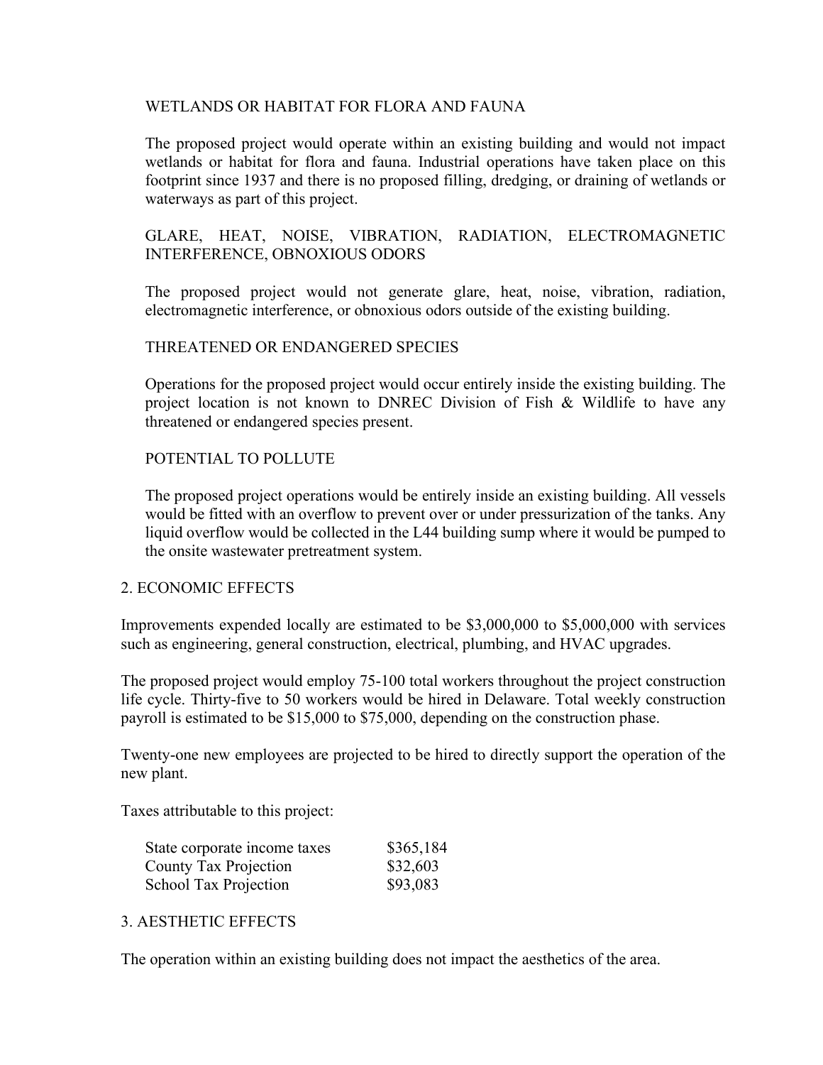### WETLANDS OR HABITAT FOR FLORA AND FAUNA

The proposed project would operate within an existing building and would not impact wetlands or habitat for flora and fauna. Industrial operations have taken place on this footprint since 1937 and there is no proposed filling, dredging, or draining of wetlands or waterways as part of this project.

### GLARE, HEAT, NOISE, VIBRATION, RADIATION, ELECTROMAGNETIC INTERFERENCE, OBNOXIOUS ODORS

The proposed project would not generate glare, heat, noise, vibration, radiation, electromagnetic interference, or obnoxious odors outside of the existing building.

### THREATENED OR ENDANGERED SPECIES

Operations for the proposed project would occur entirely inside the existing building. The project location is not known to DNREC Division of Fish & Wildlife to have any threatened or endangered species present.

### POTENTIAL TO POLLUTE

The proposed project operations would be entirely inside an existing building. All vessels would be fitted with an overflow to prevent over or under pressurization of the tanks. Any liquid overflow would be collected in the L44 building sump where it would be pumped to the onsite wastewater pretreatment system.

## 2. ECONOMIC EFFECTS

Improvements expended locally are estimated to be $3,000,000 to $5,000,000 with services such as engineering, general construction, electrical, plumbing, and HVAC upgrades.

The proposed project would employ 75-100 total workers throughout the project construction life cycle. Thirty-five to 50 workers would be hired in Delaware. Total weekly construction payroll is estimated to be $15,000 to $75,000, depending on the construction phase.

Twenty-one new employees are projected to be hired to directly support the operation of the new plant.

Taxes attributable to this project:

| | |
|---|---|
| State corporate income taxes | $365,184 |
| County Tax Projection | $32,603 |
| School Tax Projection | $93,083 |

## 3. AESTHETIC EFFECTS

The operation within an existing building does not impact the aesthetics of the area.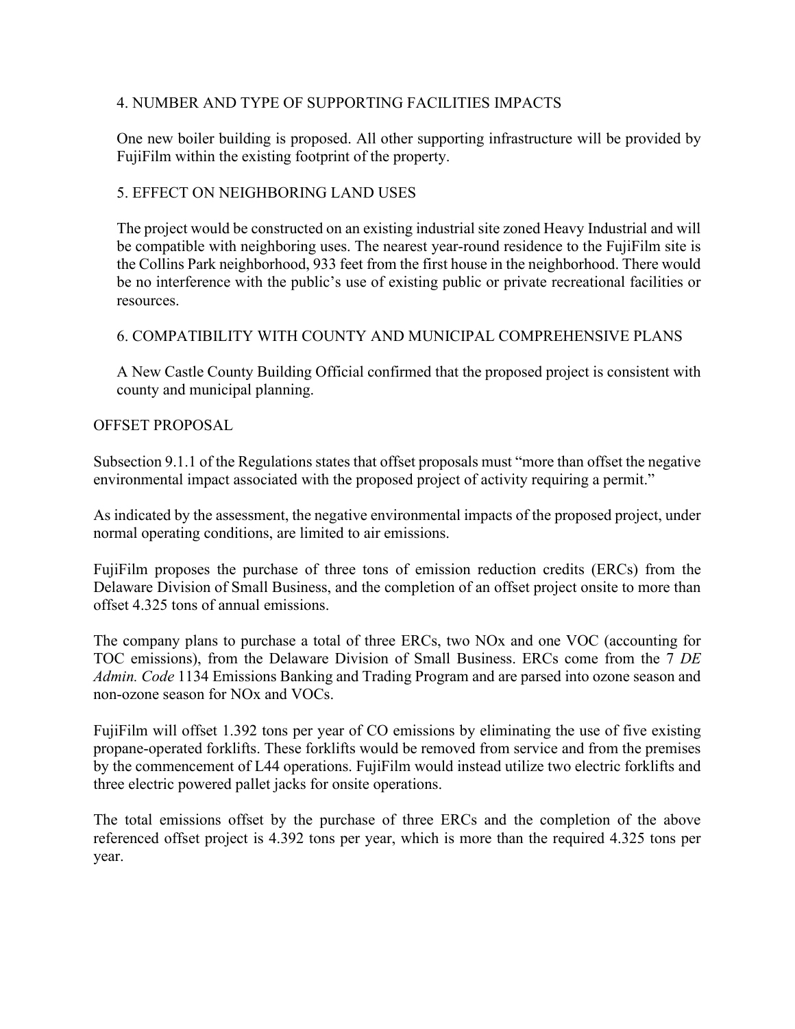### 4. NUMBER AND TYPE OF SUPPORTING FACILITIES IMPACTS

One new boiler building is proposed. All other supporting infrastructure will be provided by FujiFilm within the existing footprint of the property.

### 5. EFFECT ON NEIGHBORING LAND USES

The project would be constructed on an existing industrial site zoned Heavy Industrial and will be compatible with neighboring uses. The nearest year-round residence to the FujiFilm site is the Collins Park neighborhood, 933 feet from the first house in the neighborhood. There would be no interference with the public's use of existing public or private recreational facilities or resources.

### 6. COMPATIBILITY WITH COUNTY AND MUNICIPAL COMPREHENSIVE PLANS

A New Castle County Building Official confirmed that the proposed project is consistent with county and municipal planning.

## OFFSET PROPOSAL

Subsection 9.1.1 of the Regulations states that offset proposals must "more than offset the negative environmental impact associated with the proposed project of activity requiring a permit."

As indicated by the assessment, the negative environmental impacts of the proposed project, under normal operating conditions, are limited to air emissions.

FujiFilm proposes the purchase of three tons of emission reduction credits (ERCs) from the Delaware Division of Small Business, and the completion of an offset project onsite to more than offset 4.325 tons of annual emissions.

The company plans to purchase a total of three ERCs, two NOx and one VOC (accounting for TOC emissions), from the Delaware Division of Small Business. ERCs come from the 7 *DE Admin. Code* 1134 Emissions Banking and Trading Program and are parsed into ozone season and non-ozone season for NOx and VOCs.

FujiFilm will offset 1.392 tons per year of CO emissions by eliminating the use of five existing propane-operated forklifts. These forklifts would be removed from service and from the premises by the commencement of L44 operations. FujiFilm would instead utilize two electric forklifts and three electric powered pallet jacks for onsite operations.

The total emissions offset by the purchase of three ERCs and the completion of the above referenced offset project is 4.392 tons per year, which is more than the required 4.325 tons per year.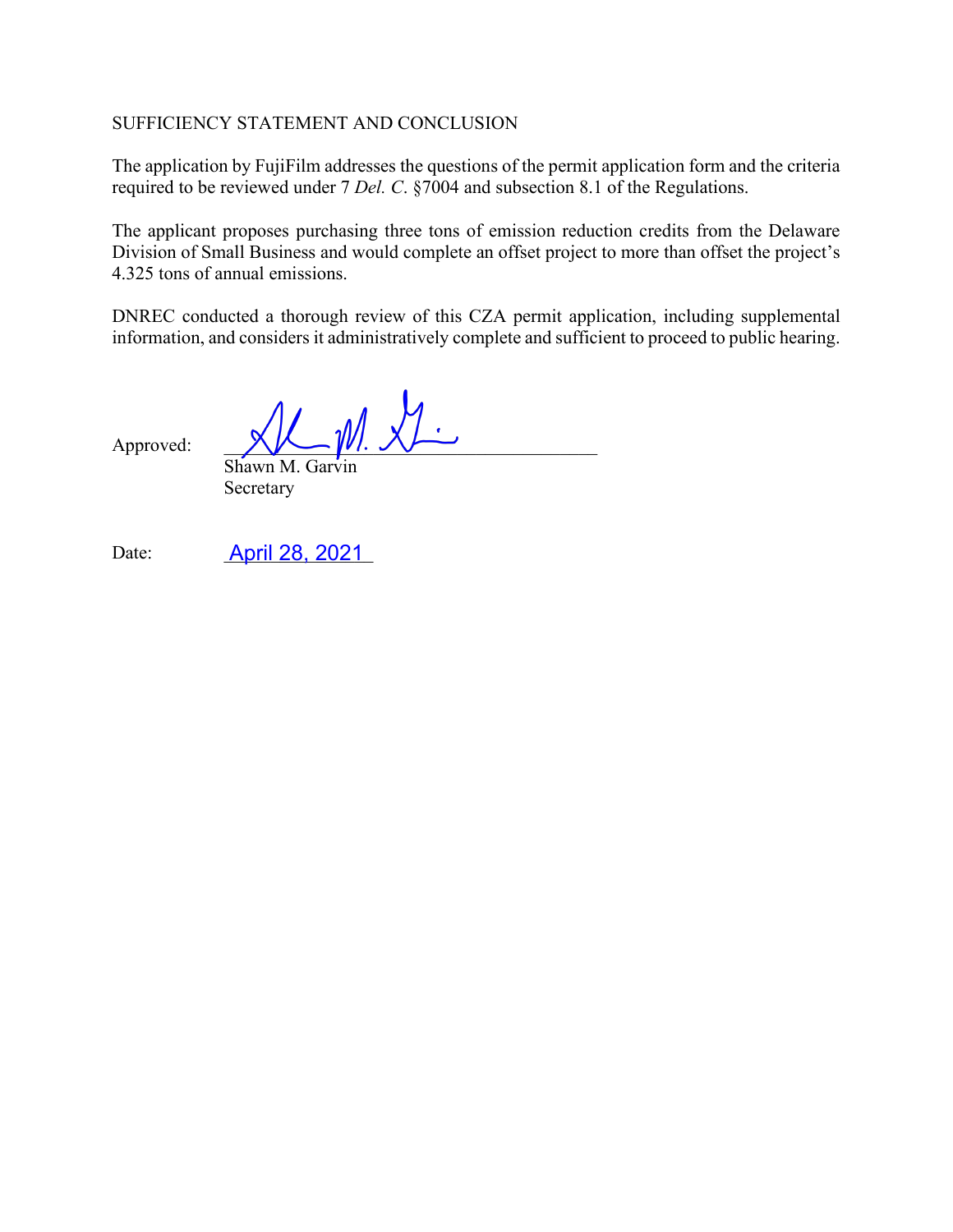## SUFFICIENCY STATEMENT AND CONCLUSION

The application by FujiFilm addresses the questions of the permit application form and the criteria required to be reviewed under 7 *Del. C*. §7004 and subsection 8.1 of the Regulations.

The applicant proposes purchasing three tons of emission reduction credits from the Delaware Division of Small Business and would complete an offset project to more than offset the project's 4.325 tons of annual emissions.

DNREC conducted a thorough review of this CZA permit application, including supplemental information, and considers it administratively complete and sufficient to proceed to public hearing.

Approved: ______________________________
Shawn M. Garvin
Secretary

Date: April 28, 2021